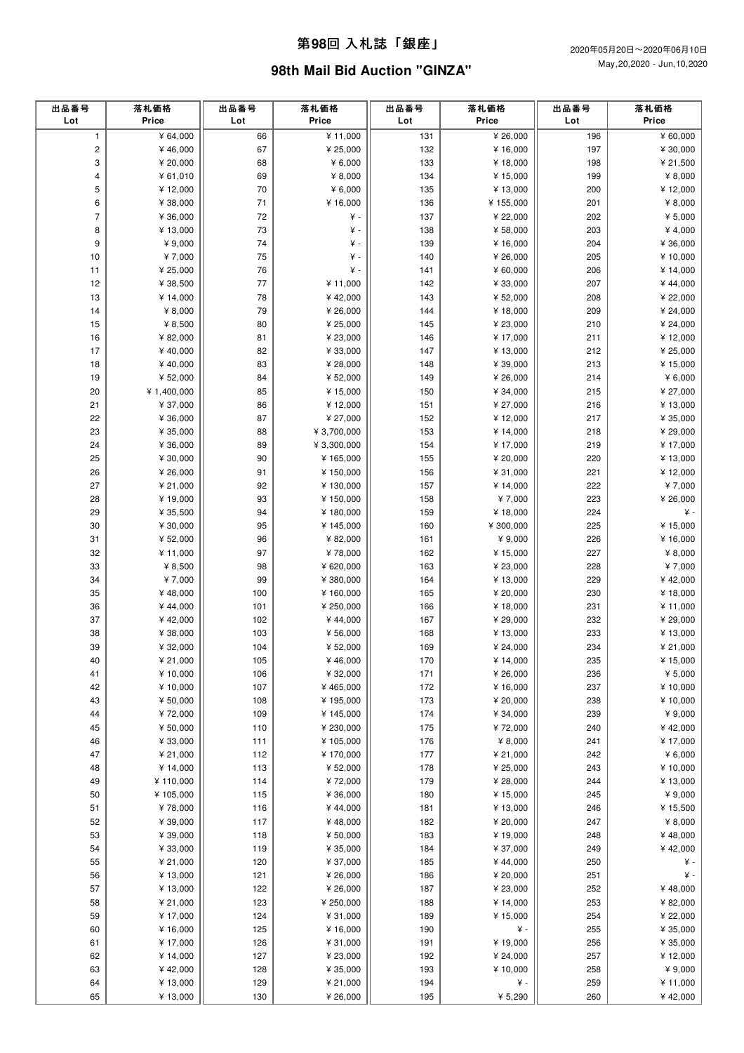# 第98回 入札誌「銀座」

# 98th Mail Bid Auction "GINZA"

2020年05月20日～2020年06月10日
May,20,2020 - Jun,10,2020

| 出品番号 Lot | 落札価格 Price | 出品番号 Lot | 落札価格 Price | 出品番号 Lot | 落札価格 Price | 出品番号 Lot | 落札価格 Price |
|---|---|---|---|---|---|---|---|
| 1 | ¥ 64,000 | 66 | ¥ 11,000 | 131 | ¥ 26,000 | 196 | ¥ 60,000 |
| 2 | ¥ 46,000 | 67 | ¥ 25,000 | 132 | ¥ 16,000 | 197 | ¥ 30,000 |
| 3 | ¥ 20,000 | 68 | ¥ 6,000 | 133 | ¥ 18,000 | 198 | ¥ 21,500 |
| 4 | ¥ 61,010 | 69 | ¥ 8,000 | 134 | ¥ 15,000 | 199 | ¥ 8,000 |
| 5 | ¥ 12,000 | 70 | ¥ 6,000 | 135 | ¥ 13,000 | 200 | ¥ 12,000 |
| 6 | ¥ 38,000 | 71 | ¥ 16,000 | 136 | ¥ 155,000 | 201 | ¥ 8,000 |
| 7 | ¥ 36,000 | 72 | ¥ - | 137 | ¥ 22,000 | 202 | ¥ 5,000 |
| 8 | ¥ 13,000 | 73 | ¥ - | 138 | ¥ 58,000 | 203 | ¥ 4,000 |
| 9 | ¥ 9,000 | 74 | ¥ - | 139 | ¥ 16,000 | 204 | ¥ 36,000 |
| 10 | ¥ 7,000 | 75 | ¥ - | 140 | ¥ 26,000 | 205 | ¥ 10,000 |
| 11 | ¥ 25,000 | 76 | ¥ - | 141 | ¥ 60,000 | 206 | ¥ 14,000 |
| 12 | ¥ 38,500 | 77 | ¥ 11,000 | 142 | ¥ 33,000 | 207 | ¥ 44,000 |
| 13 | ¥ 14,000 | 78 | ¥ 42,000 | 143 | ¥ 52,000 | 208 | ¥ 22,000 |
| 14 | ¥ 8,000 | 79 | ¥ 26,000 | 144 | ¥ 18,000 | 209 | ¥ 24,000 |
| 15 | ¥ 8,500 | 80 | ¥ 25,000 | 145 | ¥ 23,000 | 210 | ¥ 24,000 |
| 16 | ¥ 82,000 | 81 | ¥ 23,000 | 146 | ¥ 17,000 | 211 | ¥ 12,000 |
| 17 | ¥ 40,000 | 82 | ¥ 33,000 | 147 | ¥ 13,000 | 212 | ¥ 25,000 |
| 18 | ¥ 40,000 | 83 | ¥ 28,000 | 148 | ¥ 39,000 | 213 | ¥ 15,000 |
| 19 | ¥ 52,000 | 84 | ¥ 52,000 | 149 | ¥ 26,000 | 214 | ¥ 6,000 |
| 20 | ¥ 1,400,000 | 85 | ¥ 15,000 | 150 | ¥ 34,000 | 215 | ¥ 27,000 |
| 21 | ¥ 37,000 | 86 | ¥ 12,000 | 151 | ¥ 27,000 | 216 | ¥ 13,000 |
| 22 | ¥ 36,000 | 87 | ¥ 27,000 | 152 | ¥ 12,000 | 217 | ¥ 35,000 |
| 23 | ¥ 35,000 | 88 | ¥ 3,700,000 | 153 | ¥ 14,000 | 218 | ¥ 29,000 |
| 24 | ¥ 36,000 | 89 | ¥ 3,300,000 | 154 | ¥ 17,000 | 219 | ¥ 17,000 |
| 25 | ¥ 30,000 | 90 | ¥ 165,000 | 155 | ¥ 20,000 | 220 | ¥ 13,000 |
| 26 | ¥ 26,000 | 91 | ¥ 150,000 | 156 | ¥ 31,000 | 221 | ¥ 12,000 |
| 27 | ¥ 21,000 | 92 | ¥ 130,000 | 157 | ¥ 14,000 | 222 | ¥ 7,000 |
| 28 | ¥ 19,000 | 93 | ¥ 150,000 | 158 | ¥ 7,000 | 223 | ¥ 26,000 |
| 29 | ¥ 35,500 | 94 | ¥ 180,000 | 159 | ¥ 18,000 | 224 | ¥ - |
| 30 | ¥ 30,000 | 95 | ¥ 145,000 | 160 | ¥ 300,000 | 225 | ¥ 15,000 |
| 31 | ¥ 52,000 | 96 | ¥ 82,000 | 161 | ¥ 9,000 | 226 | ¥ 16,000 |
| 32 | ¥ 11,000 | 97 | ¥ 78,000 | 162 | ¥ 15,000 | 227 | ¥ 8,000 |
| 33 | ¥ 8,500 | 98 | ¥ 620,000 | 163 | ¥ 23,000 | 228 | ¥ 7,000 |
| 34 | ¥ 7,000 | 99 | ¥ 380,000 | 164 | ¥ 13,000 | 229 | ¥ 42,000 |
| 35 | ¥ 48,000 | 100 | ¥ 160,000 | 165 | ¥ 20,000 | 230 | ¥ 18,000 |
| 36 | ¥ 44,000 | 101 | ¥ 250,000 | 166 | ¥ 18,000 | 231 | ¥ 11,000 |
| 37 | ¥ 42,000 | 102 | ¥ 44,000 | 167 | ¥ 29,000 | 232 | ¥ 29,000 |
| 38 | ¥ 38,000 | 103 | ¥ 56,000 | 168 | ¥ 13,000 | 233 | ¥ 13,000 |
| 39 | ¥ 32,000 | 104 | ¥ 52,000 | 169 | ¥ 24,000 | 234 | ¥ 21,000 |
| 40 | ¥ 21,000 | 105 | ¥ 46,000 | 170 | ¥ 14,000 | 235 | ¥ 15,000 |
| 41 | ¥ 10,000 | 106 | ¥ 32,000 | 171 | ¥ 26,000 | 236 | ¥ 5,000 |
| 42 | ¥ 10,000 | 107 | ¥ 465,000 | 172 | ¥ 16,000 | 237 | ¥ 10,000 |
| 43 | ¥ 50,000 | 108 | ¥ 195,000 | 173 | ¥ 20,000 | 238 | ¥ 10,000 |
| 44 | ¥ 72,000 | 109 | ¥ 145,000 | 174 | ¥ 34,000 | 239 | ¥ 9,000 |
| 45 | ¥ 50,000 | 110 | ¥ 230,000 | 175 | ¥ 72,000 | 240 | ¥ 42,000 |
| 46 | ¥ 33,000 | 111 | ¥ 105,000 | 176 | ¥ 8,000 | 241 | ¥ 17,000 |
| 47 | ¥ 21,000 | 112 | ¥ 170,000 | 177 | ¥ 21,000 | 242 | ¥ 6,000 |
| 48 | ¥ 14,000 | 113 | ¥ 52,000 | 178 | ¥ 25,000 | 243 | ¥ 10,000 |
| 49 | ¥ 110,000 | 114 | ¥ 72,000 | 179 | ¥ 28,000 | 244 | ¥ 13,000 |
| 50 | ¥ 105,000 | 115 | ¥ 36,000 | 180 | ¥ 15,000 | 245 | ¥ 9,000 |
| 51 | ¥ 78,000 | 116 | ¥ 44,000 | 181 | ¥ 13,000 | 246 | ¥ 15,500 |
| 52 | ¥ 39,000 | 117 | ¥ 48,000 | 182 | ¥ 20,000 | 247 | ¥ 8,000 |
| 53 | ¥ 39,000 | 118 | ¥ 50,000 | 183 | ¥ 19,000 | 248 | ¥ 48,000 |
| 54 | ¥ 33,000 | 119 | ¥ 35,000 | 184 | ¥ 37,000 | 249 | ¥ 42,000 |
| 55 | ¥ 21,000 | 120 | ¥ 37,000 | 185 | ¥ 44,000 | 250 | ¥ - |
| 56 | ¥ 13,000 | 121 | ¥ 26,000 | 186 | ¥ 20,000 | 251 | ¥ - |
| 57 | ¥ 13,000 | 122 | ¥ 26,000 | 187 | ¥ 23,000 | 252 | ¥ 48,000 |
| 58 | ¥ 21,000 | 123 | ¥ 250,000 | 188 | ¥ 14,000 | 253 | ¥ 82,000 |
| 59 | ¥ 17,000 | 124 | ¥ 31,000 | 189 | ¥ 15,000 | 254 | ¥ 22,000 |
| 60 | ¥ 16,000 | 125 | ¥ 16,000 | 190 | ¥ - | 255 | ¥ 35,000 |
| 61 | ¥ 17,000 | 126 | ¥ 31,000 | 191 | ¥ 19,000 | 256 | ¥ 35,000 |
| 62 | ¥ 14,000 | 127 | ¥ 23,000 | 192 | ¥ 24,000 | 257 | ¥ 12,000 |
| 63 | ¥ 42,000 | 128 | ¥ 35,000 | 193 | ¥ 10,000 | 258 | ¥ 9,000 |
| 64 | ¥ 13,000 | 129 | ¥ 21,000 | 194 | ¥ - | 259 | ¥ 11,000 |
| 65 | ¥ 13,000 | 130 | ¥ 26,000 | 195 | ¥ 5,290 | 260 | ¥ 42,000 |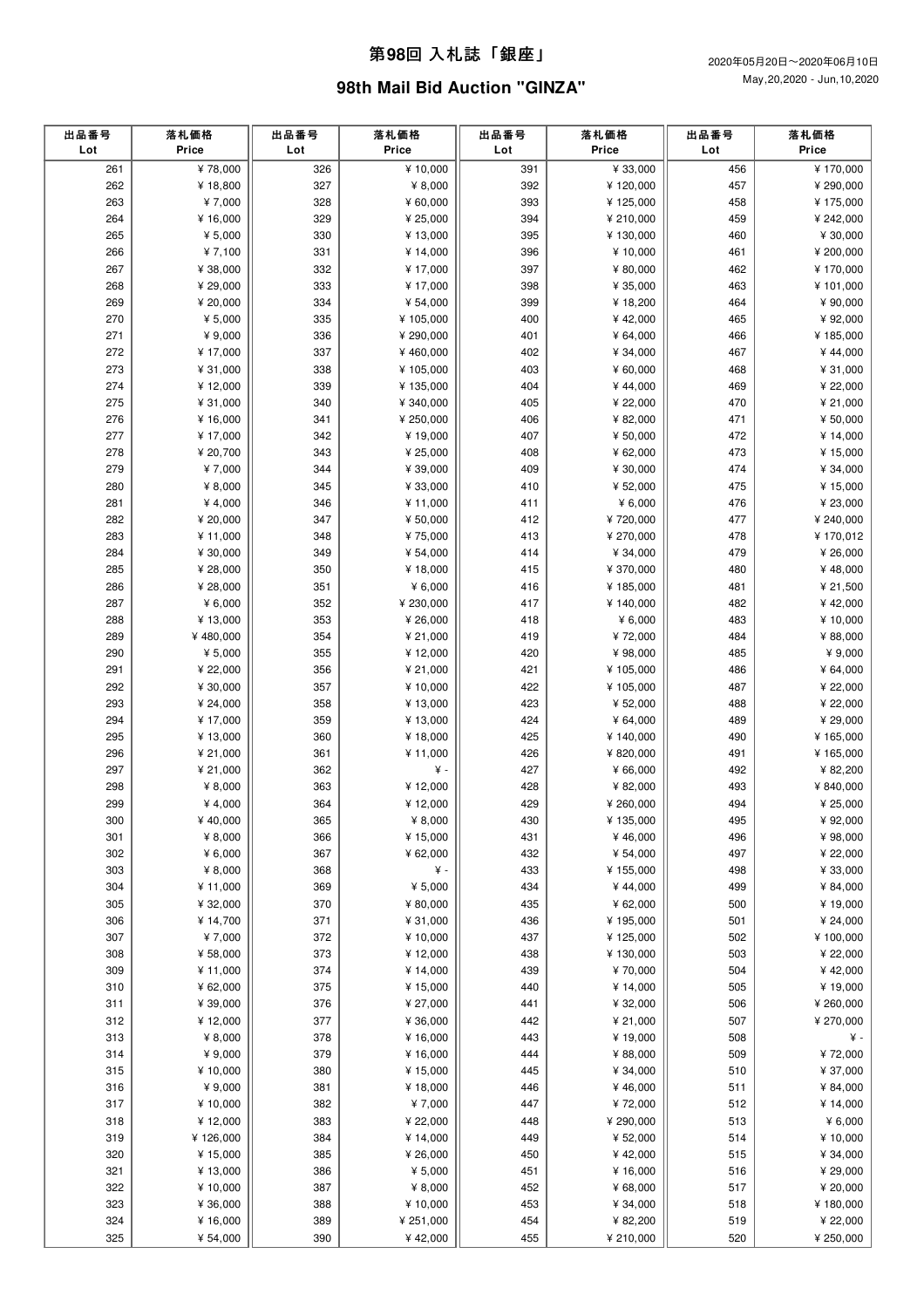# 第98回 入札誌「銀座」

## 98th Mail Bid Auction "GINZA"

2020年05月20日～2020年06月10日
May,20,2020 - Jun,10,2020

| 出品番号 Lot | 落札価格 Price | 出品番号 Lot | 落札価格 Price | 出品番号 Lot | 落札価格 Price | 出品番号 Lot | 落札価格 Price |
|---|---|---|---|---|---|---|---|
| 261 | ¥ 78,000 | 326 | ¥ 10,000 | 391 | ¥ 33,000 | 456 | ¥ 170,000 |
| 262 | ¥ 18,800 | 327 | ¥ 8,000 | 392 | ¥ 120,000 | 457 | ¥ 290,000 |
| 263 | ¥ 7,000 | 328 | ¥ 60,000 | 393 | ¥ 125,000 | 458 | ¥ 175,000 |
| 264 | ¥ 16,000 | 329 | ¥ 25,000 | 394 | ¥ 210,000 | 459 | ¥ 242,000 |
| 265 | ¥ 5,000 | 330 | ¥ 13,000 | 395 | ¥ 130,000 | 460 | ¥ 30,000 |
| 266 | ¥ 7,100 | 331 | ¥ 14,000 | 396 | ¥ 10,000 | 461 | ¥ 200,000 |
| 267 | ¥ 38,000 | 332 | ¥ 17,000 | 397 | ¥ 80,000 | 462 | ¥ 170,000 |
| 268 | ¥ 29,000 | 333 | ¥ 17,000 | 398 | ¥ 35,000 | 463 | ¥ 101,000 |
| 269 | ¥ 20,000 | 334 | ¥ 54,000 | 399 | ¥ 18,200 | 464 | ¥ 90,000 |
| 270 | ¥ 5,000 | 335 | ¥ 105,000 | 400 | ¥ 42,000 | 465 | ¥ 92,000 |
| 271 | ¥ 9,000 | 336 | ¥ 290,000 | 401 | ¥ 64,000 | 466 | ¥ 185,000 |
| 272 | ¥ 17,000 | 337 | ¥ 460,000 | 402 | ¥ 34,000 | 467 | ¥ 44,000 |
| 273 | ¥ 31,000 | 338 | ¥ 105,000 | 403 | ¥ 60,000 | 468 | ¥ 31,000 |
| 274 | ¥ 12,000 | 339 | ¥ 135,000 | 404 | ¥ 44,000 | 469 | ¥ 22,000 |
| 275 | ¥ 31,000 | 340 | ¥ 340,000 | 405 | ¥ 22,000 | 470 | ¥ 21,000 |
| 276 | ¥ 16,000 | 341 | ¥ 250,000 | 406 | ¥ 82,000 | 471 | ¥ 50,000 |
| 277 | ¥ 17,000 | 342 | ¥ 19,000 | 407 | ¥ 50,000 | 472 | ¥ 14,000 |
| 278 | ¥ 20,700 | 343 | ¥ 25,000 | 408 | ¥ 62,000 | 473 | ¥ 15,000 |
| 279 | ¥ 7,000 | 344 | ¥ 39,000 | 409 | ¥ 30,000 | 474 | ¥ 34,000 |
| 280 | ¥ 8,000 | 345 | ¥ 33,000 | 410 | ¥ 52,000 | 475 | ¥ 15,000 |
| 281 | ¥ 4,000 | 346 | ¥ 11,000 | 411 | ¥ 6,000 | 476 | ¥ 23,000 |
| 282 | ¥ 20,000 | 347 | ¥ 50,000 | 412 | ¥ 720,000 | 477 | ¥ 240,000 |
| 283 | ¥ 11,000 | 348 | ¥ 75,000 | 413 | ¥ 270,000 | 478 | ¥ 170,012 |
| 284 | ¥ 30,000 | 349 | ¥ 54,000 | 414 | ¥ 34,000 | 479 | ¥ 26,000 |
| 285 | ¥ 28,000 | 350 | ¥ 18,000 | 415 | ¥ 370,000 | 480 | ¥ 48,000 |
| 286 | ¥ 28,000 | 351 | ¥ 6,000 | 416 | ¥ 185,000 | 481 | ¥ 21,500 |
| 287 | ¥ 6,000 | 352 | ¥ 230,000 | 417 | ¥ 140,000 | 482 | ¥ 42,000 |
| 288 | ¥ 13,000 | 353 | ¥ 26,000 | 418 | ¥ 6,000 | 483 | ¥ 10,000 |
| 289 | ¥ 480,000 | 354 | ¥ 21,000 | 419 | ¥ 72,000 | 484 | ¥ 88,000 |
| 290 | ¥ 5,000 | 355 | ¥ 12,000 | 420 | ¥ 98,000 | 485 | ¥ 9,000 |
| 291 | ¥ 22,000 | 356 | ¥ 21,000 | 421 | ¥ 105,000 | 486 | ¥ 64,000 |
| 292 | ¥ 30,000 | 357 | ¥ 10,000 | 422 | ¥ 105,000 | 487 | ¥ 22,000 |
| 293 | ¥ 24,000 | 358 | ¥ 13,000 | 423 | ¥ 52,000 | 488 | ¥ 22,000 |
| 294 | ¥ 17,000 | 359 | ¥ 13,000 | 424 | ¥ 64,000 | 489 | ¥ 29,000 |
| 295 | ¥ 13,000 | 360 | ¥ 18,000 | 425 | ¥ 140,000 | 490 | ¥ 165,000 |
| 296 | ¥ 21,000 | 361 | ¥ 11,000 | 426 | ¥ 820,000 | 491 | ¥ 165,000 |
| 297 | ¥ 21,000 | 362 | ¥ - | 427 | ¥ 66,000 | 492 | ¥ 82,200 |
| 298 | ¥ 8,000 | 363 | ¥ 12,000 | 428 | ¥ 82,000 | 493 | ¥ 840,000 |
| 299 | ¥ 4,000 | 364 | ¥ 12,000 | 429 | ¥ 260,000 | 494 | ¥ 25,000 |
| 300 | ¥ 40,000 | 365 | ¥ 8,000 | 430 | ¥ 135,000 | 495 | ¥ 92,000 |
| 301 | ¥ 8,000 | 366 | ¥ 15,000 | 431 | ¥ 46,000 | 496 | ¥ 98,000 |
| 302 | ¥ 6,000 | 367 | ¥ 62,000 | 432 | ¥ 54,000 | 497 | ¥ 22,000 |
| 303 | ¥ 8,000 | 368 | ¥ - | 433 | ¥ 155,000 | 498 | ¥ 33,000 |
| 304 | ¥ 11,000 | 369 | ¥ 5,000 | 434 | ¥ 44,000 | 499 | ¥ 84,000 |
| 305 | ¥ 32,000 | 370 | ¥ 80,000 | 435 | ¥ 62,000 | 500 | ¥ 19,000 |
| 306 | ¥ 14,700 | 371 | ¥ 31,000 | 436 | ¥ 195,000 | 501 | ¥ 24,000 |
| 307 | ¥ 7,000 | 372 | ¥ 10,000 | 437 | ¥ 125,000 | 502 | ¥ 100,000 |
| 308 | ¥ 58,000 | 373 | ¥ 12,000 | 438 | ¥ 130,000 | 503 | ¥ 22,000 |
| 309 | ¥ 11,000 | 374 | ¥ 14,000 | 439 | ¥ 70,000 | 504 | ¥ 42,000 |
| 310 | ¥ 62,000 | 375 | ¥ 15,000 | 440 | ¥ 14,000 | 505 | ¥ 19,000 |
| 311 | ¥ 39,000 | 376 | ¥ 27,000 | 441 | ¥ 32,000 | 506 | ¥ 260,000 |
| 312 | ¥ 12,000 | 377 | ¥ 36,000 | 442 | ¥ 21,000 | 507 | ¥ 270,000 |
| 313 | ¥ 8,000 | 378 | ¥ 16,000 | 443 | ¥ 19,000 | 508 | ¥ - |
| 314 | ¥ 9,000 | 379 | ¥ 16,000 | 444 | ¥ 88,000 | 509 | ¥ 72,000 |
| 315 | ¥ 10,000 | 380 | ¥ 15,000 | 445 | ¥ 34,000 | 510 | ¥ 37,000 |
| 316 | ¥ 9,000 | 381 | ¥ 18,000 | 446 | ¥ 46,000 | 511 | ¥ 84,000 |
| 317 | ¥ 10,000 | 382 | ¥ 7,000 | 447 | ¥ 72,000 | 512 | ¥ 14,000 |
| 318 | ¥ 12,000 | 383 | ¥ 22,000 | 448 | ¥ 290,000 | 513 | ¥ 6,000 |
| 319 | ¥ 126,000 | 384 | ¥ 14,000 | 449 | ¥ 52,000 | 514 | ¥ 10,000 |
| 320 | ¥ 15,000 | 385 | ¥ 26,000 | 450 | ¥ 42,000 | 515 | ¥ 34,000 |
| 321 | ¥ 13,000 | 386 | ¥ 5,000 | 451 | ¥ 16,000 | 516 | ¥ 29,000 |
| 322 | ¥ 10,000 | 387 | ¥ 8,000 | 452 | ¥ 68,000 | 517 | ¥ 20,000 |
| 323 | ¥ 36,000 | 388 | ¥ 10,000 | 453 | ¥ 34,000 | 518 | ¥ 180,000 |
| 324 | ¥ 16,000 | 389 | ¥ 251,000 | 454 | ¥ 82,200 | 519 | ¥ 22,000 |
| 325 | ¥ 54,000 | 390 | ¥ 42,000 | 455 | ¥ 210,000 | 520 | ¥ 250,000 |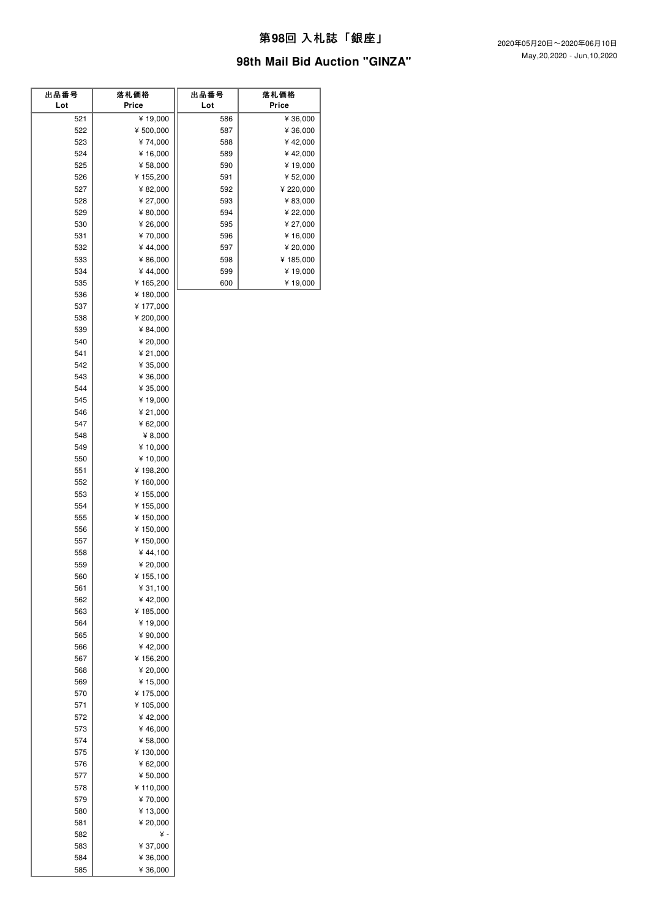# 第98回 入札誌「銀座」

2020年05月20日～2020年06月10日
May,20,2020 - Jun,10,2020

## 98th Mail Bid Auction "GINZA"

| 出品番号 Lot | 落札価格 Price | 出品番号 Lot | 落札価格 Price |
|---|---|---|---|
| 521 | ¥ 19,000 | 586 | ¥ 36,000 |
| 522 | ¥ 500,000 | 587 | ¥ 36,000 |
| 523 | ¥ 74,000 | 588 | ¥ 42,000 |
| 524 | ¥ 16,000 | 589 | ¥ 42,000 |
| 525 | ¥ 58,000 | 590 | ¥ 19,000 |
| 526 | ¥ 155,200 | 591 | ¥ 52,000 |
| 527 | ¥ 82,000 | 592 | ¥ 220,000 |
| 528 | ¥ 27,000 | 593 | ¥ 83,000 |
| 529 | ¥ 80,000 | 594 | ¥ 22,000 |
| 530 | ¥ 26,000 | 595 | ¥ 27,000 |
| 531 | ¥ 70,000 | 596 | ¥ 16,000 |
| 532 | ¥ 44,000 | 597 | ¥ 20,000 |
| 533 | ¥ 86,000 | 598 | ¥ 185,000 |
| 534 | ¥ 44,000 | 599 | ¥ 19,000 |
| 535 | ¥ 165,200 | 600 | ¥ 19,000 |
| 536 | ¥ 180,000 | | |
| 537 | ¥ 177,000 | | |
| 538 | ¥ 200,000 | | |
| 539 | ¥ 84,000 | | |
| 540 | ¥ 20,000 | | |
| 541 | ¥ 21,000 | | |
| 542 | ¥ 35,000 | | |
| 543 | ¥ 36,000 | | |
| 544 | ¥ 35,000 | | |
| 545 | ¥ 19,000 | | |
| 546 | ¥ 21,000 | | |
| 547 | ¥ 62,000 | | |
| 548 | ¥ 8,000 | | |
| 549 | ¥ 10,000 | | |
| 550 | ¥ 10,000 | | |
| 551 | ¥ 198,200 | | |
| 552 | ¥ 160,000 | | |
| 553 | ¥ 155,000 | | |
| 554 | ¥ 155,000 | | |
| 555 | ¥ 150,000 | | |
| 556 | ¥ 150,000 | | |
| 557 | ¥ 150,000 | | |
| 558 | ¥ 44,100 | | |
| 559 | ¥ 20,000 | | |
| 560 | ¥ 155,100 | | |
| 561 | ¥ 31,100 | | |
| 562 | ¥ 42,000 | | |
| 563 | ¥ 185,000 | | |
| 564 | ¥ 19,000 | | |
| 565 | ¥ 90,000 | | |
| 566 | ¥ 42,000 | | |
| 567 | ¥ 156,200 | | |
| 568 | ¥ 20,000 | | |
| 569 | ¥ 15,000 | | |
| 570 | ¥ 175,000 | | |
| 571 | ¥ 105,000 | | |
| 572 | ¥ 42,000 | | |
| 573 | ¥ 46,000 | | |
| 574 | ¥ 58,000 | | |
| 575 | ¥ 130,000 | | |
| 576 | ¥ 62,000 | | |
| 577 | ¥ 50,000 | | |
| 578 | ¥ 110,000 | | |
| 579 | ¥ 70,000 | | |
| 580 | ¥ 13,000 | | |
| 581 | ¥ 20,000 | | |
| 582 | ¥ - | | |
| 583 | ¥ 37,000 | | |
| 584 | ¥ 36,000 | | |
| 585 | ¥ 36,000 | | |